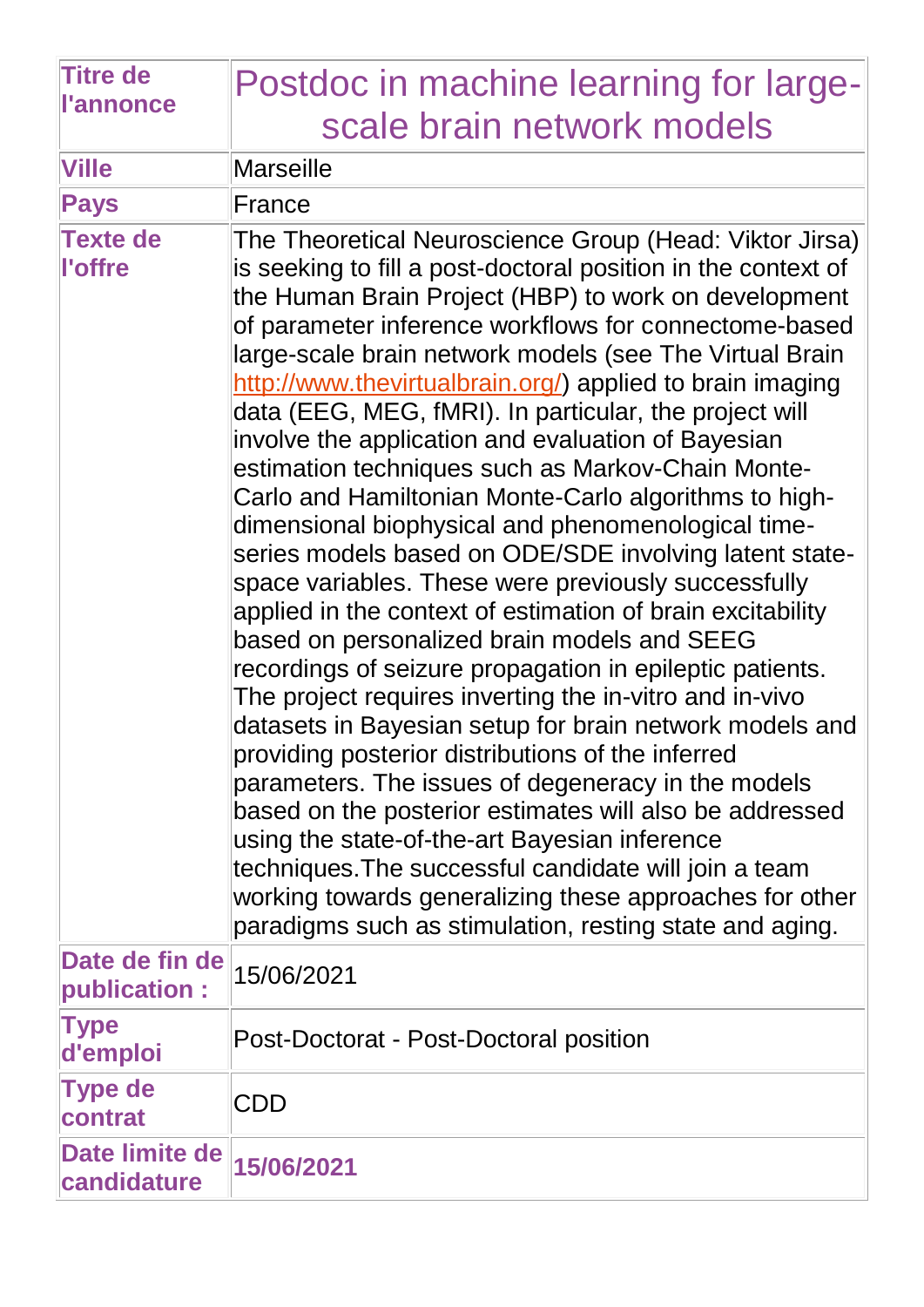| Titre de l'annonce | Postdoc in machine learning for large-scale brain network models |
|---|---|
| Ville | Marseille |
| Pays | France |
| Texte de l'offre | The Theoretical Neuroscience Group (Head: Viktor Jirsa) is seeking to fill a post-doctoral position in the context of the Human Brain Project (HBP) to work on development of parameter inference workflows for connectome-based large-scale brain network models (see The Virtual Brain http://www.thevirtualbrain.org/) applied to brain imaging data (EEG, MEG, fMRI). In particular, the project will involve the application and evaluation of Bayesian estimation techniques such as Markov-Chain Monte-Carlo and Hamiltonian Monte-Carlo algorithms to high-dimensional biophysical and phenomenological time-series models based on ODE/SDE involving latent state-space variables. These were previously successfully applied in the context of estimation of brain excitability based on personalized brain models and SEEG recordings of seizure propagation in epileptic patients. The project requires inverting the in-vitro and in-vivo datasets in Bayesian setup for brain network models and providing posterior distributions of the inferred parameters. The issues of degeneracy in the models based on the posterior estimates will also be addressed using the state-of-the-art Bayesian inference techniques.The successful candidate will join a team working towards generalizing these approaches for other paradigms such as stimulation, resting state and aging. |
| Date de fin de publication : | 15/06/2021 |
| Type d'emploi | Post-Doctorat - Post-Doctoral position |
| Type de contrat | CDD |
| Date limite de candidature | **15/06/2021** |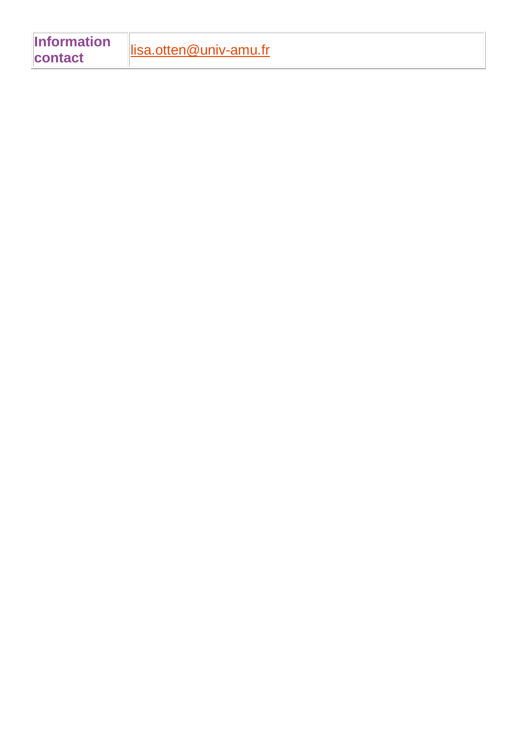| | |
|---|---|
| **Information contact** | lisa.otten@univ-amu.fr |